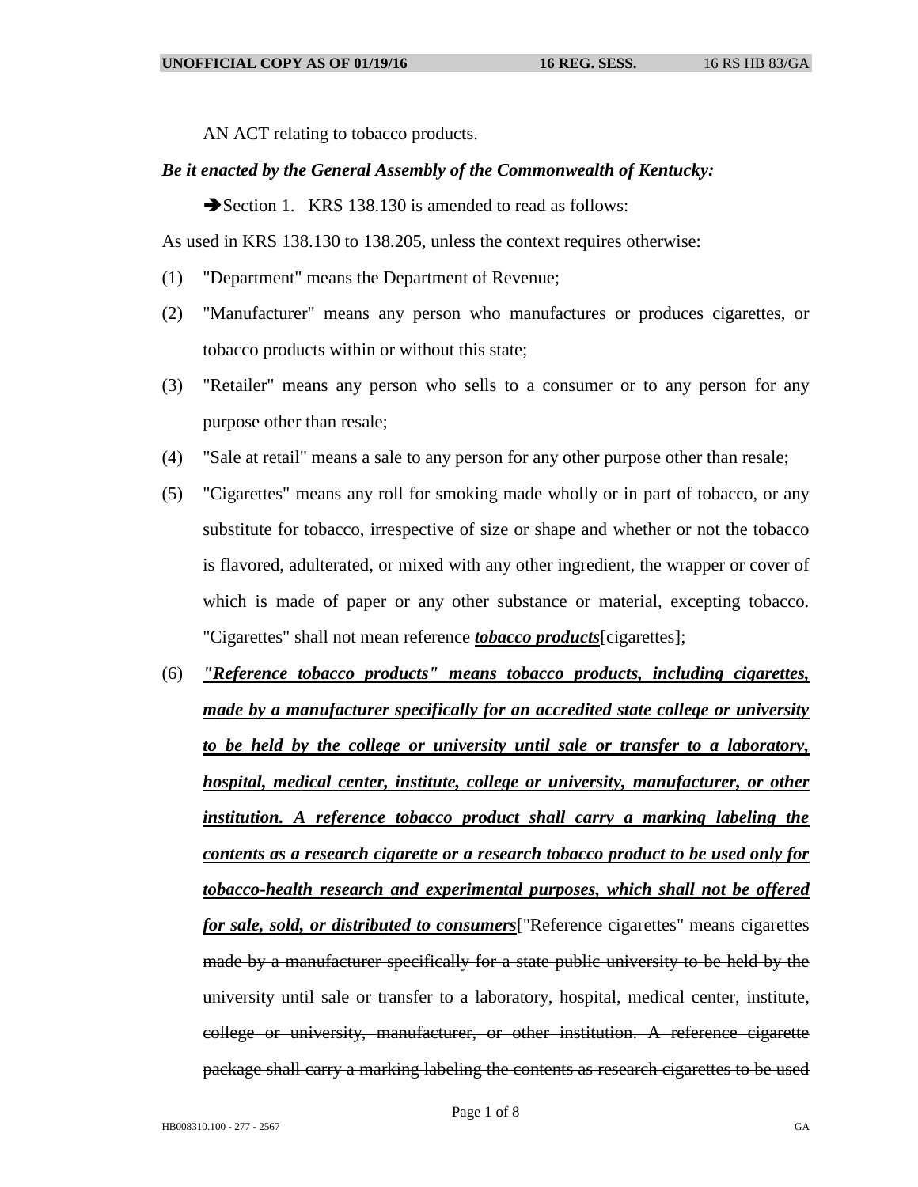AN ACT relating to tobacco products.

*Be it enacted by the General Assembly of the Commonwealth of Kentucky:*

➔Section 1. KRS 138.130 is amended to read as follows:

As used in KRS 138.130 to 138.205, unless the context requires otherwise:

(1) "Department" means the Department of Revenue;

(2) "Manufacturer" means any person who manufactures or produces cigarettes, or tobacco products within or without this state;

(3) "Retailer" means any person who sells to a consumer or to any person for any purpose other than resale;

(4) "Sale at retail" means a sale to any person for any other purpose other than resale;

(5) "Cigarettes" means any roll for smoking made wholly or in part of tobacco, or any substitute for tobacco, irrespective of size or shape and whether or not the tobacco is flavored, adulterated, or mixed with any other ingredient, the wrapper or cover of which is made of paper or any other substance or material, excepting tobacco. "Cigarettes" shall not mean reference ***tobacco products***~~[cigarettes]~~;

(6) ***"Reference tobacco products" means tobacco products, including cigarettes, made by a manufacturer specifically for an accredited state college or university to be held by the college or university until sale or transfer to a laboratory, hospital, medical center, institute, college or university, manufacturer, or other institution. A reference tobacco product shall carry a marking labeling the contents as a research cigarette or a research tobacco product to be used only for tobacco-health research and experimental purposes, which shall not be offered for sale, sold, or distributed to consumers***~~["Reference cigarettes" means cigarettes made by a manufacturer specifically for a state public university to be held by the university until sale or transfer to a laboratory, hospital, medical center, institute, college or university, manufacturer, or other institution. A reference cigarette package shall carry a marking labeling the contents as research cigarettes to be used~~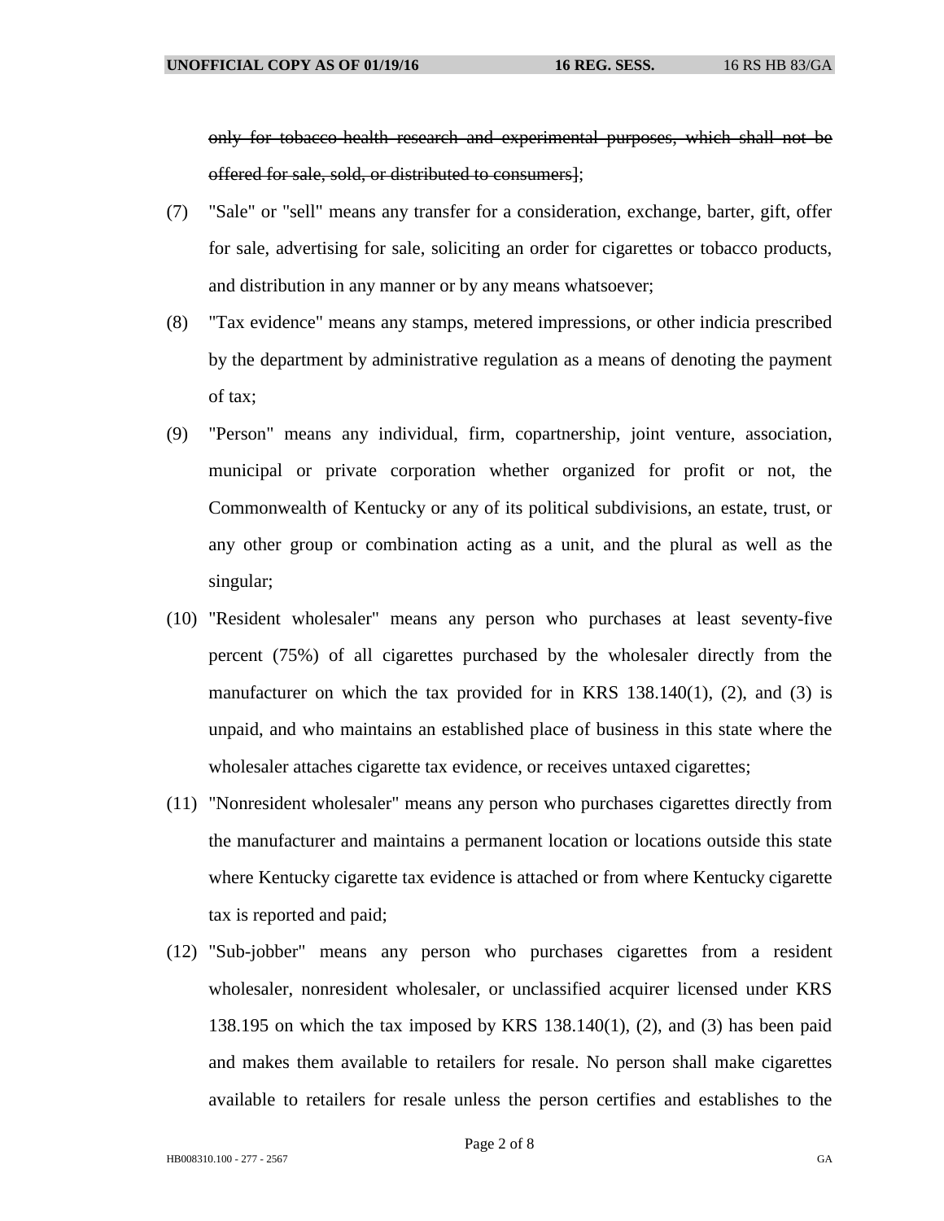~~only for tobacco health research and experimental purposes, which shall not be offered for sale, sold, or distributed to consumers~~];

(7) "Sale" or "sell" means any transfer for a consideration, exchange, barter, gift, offer for sale, advertising for sale, soliciting an order for cigarettes or tobacco products, and distribution in any manner or by any means whatsoever;

(8) "Tax evidence" means any stamps, metered impressions, or other indicia prescribed by the department by administrative regulation as a means of denoting the payment of tax;

(9) "Person" means any individual, firm, copartnership, joint venture, association, municipal or private corporation whether organized for profit or not, the Commonwealth of Kentucky or any of its political subdivisions, an estate, trust, or any other group or combination acting as a unit, and the plural as well as the singular;

(10) "Resident wholesaler" means any person who purchases at least seventy-five percent (75%) of all cigarettes purchased by the wholesaler directly from the manufacturer on which the tax provided for in KRS 138.140(1), (2), and (3) is unpaid, and who maintains an established place of business in this state where the wholesaler attaches cigarette tax evidence, or receives untaxed cigarettes;

(11) "Nonresident wholesaler" means any person who purchases cigarettes directly from the manufacturer and maintains a permanent location or locations outside this state where Kentucky cigarette tax evidence is attached or from where Kentucky cigarette tax is reported and paid;

(12) "Sub-jobber" means any person who purchases cigarettes from a resident wholesaler, nonresident wholesaler, or unclassified acquirer licensed under KRS 138.195 on which the tax imposed by KRS 138.140(1), (2), and (3) has been paid and makes them available to retailers for resale. No person shall make cigarettes available to retailers for resale unless the person certifies and establishes to the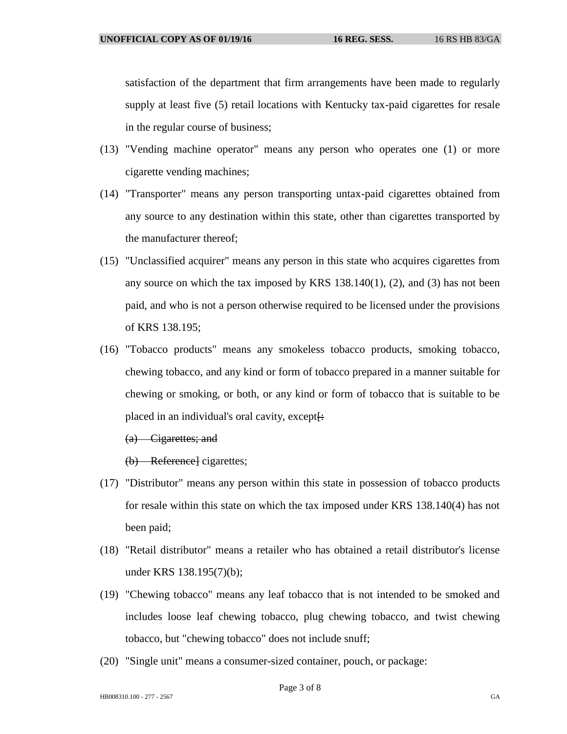satisfaction of the department that firm arrangements have been made to regularly supply at least five (5) retail locations with Kentucky tax-paid cigarettes for resale in the regular course of business;

(13) "Vending machine operator" means any person who operates one (1) or more cigarette vending machines;

(14) "Transporter" means any person transporting untax-paid cigarettes obtained from any source to any destination within this state, other than cigarettes transported by the manufacturer thereof;

(15) "Unclassified acquirer" means any person in this state who acquires cigarettes from any source on which the tax imposed by KRS 138.140(1), (2), and (3) has not been paid, and who is not a person otherwise required to be licensed under the provisions of KRS 138.195;

(16) "Tobacco products" means any smokeless tobacco products, smoking tobacco, chewing tobacco, and any kind or form of tobacco prepared in a manner suitable for chewing or smoking, or both, or any kind or form of tobacco that is suitable to be placed in an individual's oral cavity, except[~~:~~

~~(a) Cigarettes; and~~

~~(b) Reference~~] cigarettes;

(17) "Distributor" means any person within this state in possession of tobacco products for resale within this state on which the tax imposed under KRS 138.140(4) has not been paid;

(18) "Retail distributor" means a retailer who has obtained a retail distributor's license under KRS 138.195(7)(b);

(19) "Chewing tobacco" means any leaf tobacco that is not intended to be smoked and includes loose leaf chewing tobacco, plug chewing tobacco, and twist chewing tobacco, but "chewing tobacco" does not include snuff;

(20) "Single unit" means a consumer-sized container, pouch, or package: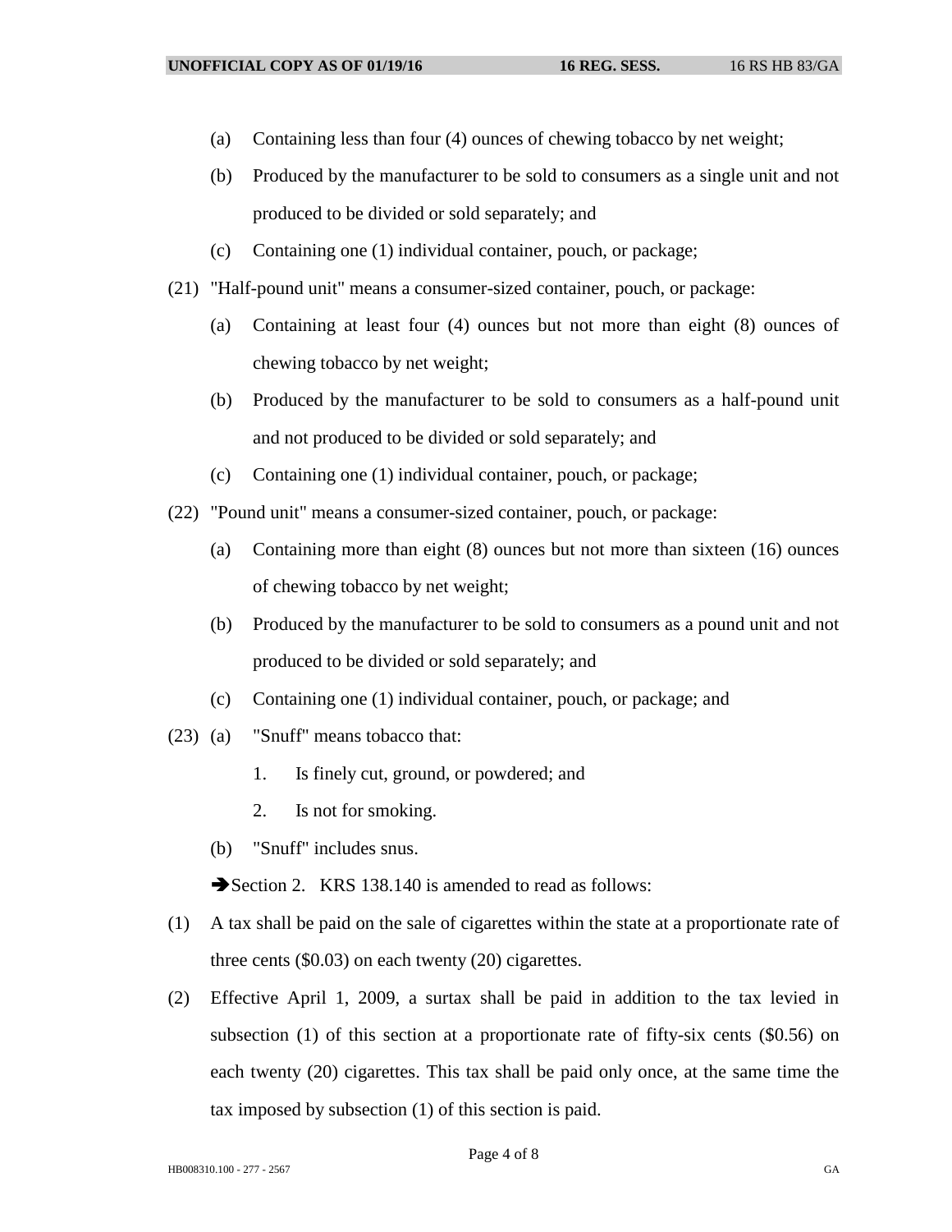(a) Containing less than four (4) ounces of chewing tobacco by net weight;

(b) Produced by the manufacturer to be sold to consumers as a single unit and not produced to be divided or sold separately; and

(c) Containing one (1) individual container, pouch, or package;

(21) "Half-pound unit" means a consumer-sized container, pouch, or package:

(a) Containing at least four (4) ounces but not more than eight (8) ounces of chewing tobacco by net weight;

(b) Produced by the manufacturer to be sold to consumers as a half-pound unit and not produced to be divided or sold separately; and

(c) Containing one (1) individual container, pouch, or package;

(22) "Pound unit" means a consumer-sized container, pouch, or package:

(a) Containing more than eight (8) ounces but not more than sixteen (16) ounces of chewing tobacco by net weight;

(b) Produced by the manufacturer to be sold to consumers as a pound unit and not produced to be divided or sold separately; and

(c) Containing one (1) individual container, pouch, or package; and

(23) (a) "Snuff" means tobacco that:

1. Is finely cut, ground, or powdered; and

2. Is not for smoking.

(b) "Snuff" includes snus.

➔Section 2. KRS 138.140 is amended to read as follows:

(1) A tax shall be paid on the sale of cigarettes within the state at a proportionate rate of three cents ($0.03) on each twenty (20) cigarettes.

(2) Effective April 1, 2009, a surtax shall be paid in addition to the tax levied in subsection (1) of this section at a proportionate rate of fifty-six cents ($0.56) on each twenty (20) cigarettes. This tax shall be paid only once, at the same time the tax imposed by subsection (1) of this section is paid.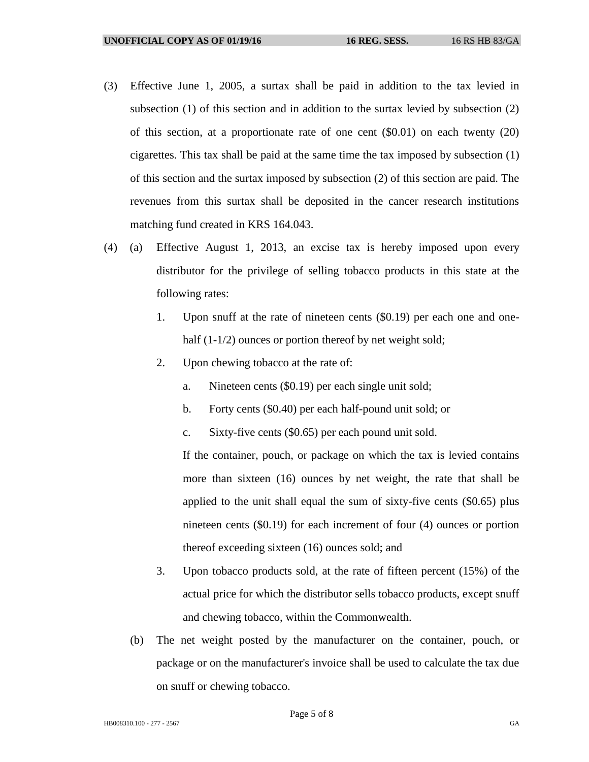(3) Effective June 1, 2005, a surtax shall be paid in addition to the tax levied in subsection (1) of this section and in addition to the surtax levied by subsection (2) of this section, at a proportionate rate of one cent ($0.01) on each twenty (20) cigarettes. This tax shall be paid at the same time the tax imposed by subsection (1) of this section and the surtax imposed by subsection (2) of this section are paid. The revenues from this surtax shall be deposited in the cancer research institutions matching fund created in KRS 164.043.

(4) (a) Effective August 1, 2013, an excise tax is hereby imposed upon every distributor for the privilege of selling tobacco products in this state at the following rates:

1. Upon snuff at the rate of nineteen cents ($0.19) per each one and one-half (1-1/2) ounces or portion thereof by net weight sold;

2. Upon chewing tobacco at the rate of:

   a. Nineteen cents ($0.19) per each single unit sold;

   b. Forty cents ($0.40) per each half-pound unit sold; or

   c. Sixty-five cents ($0.65) per each pound unit sold.

   If the container, pouch, or package on which the tax is levied contains more than sixteen (16) ounces by net weight, the rate that shall be applied to the unit shall equal the sum of sixty-five cents ($0.65) plus nineteen cents ($0.19) for each increment of four (4) ounces or portion thereof exceeding sixteen (16) ounces sold; and

3. Upon tobacco products sold, at the rate of fifteen percent (15%) of the actual price for which the distributor sells tobacco products, except snuff and chewing tobacco, within the Commonwealth.

(b) The net weight posted by the manufacturer on the container, pouch, or package or on the manufacturer's invoice shall be used to calculate the tax due on snuff or chewing tobacco.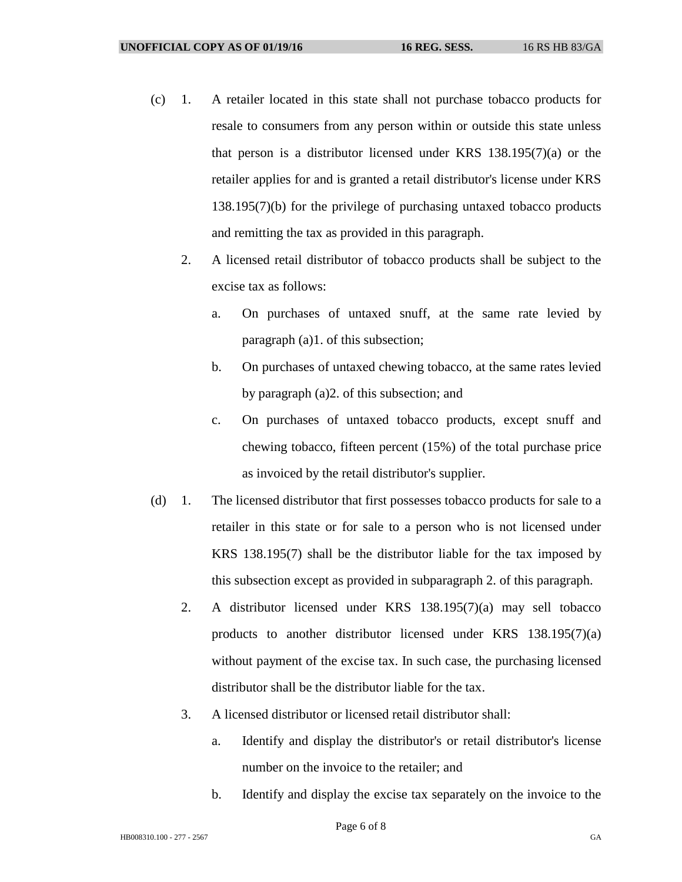(c) 1. A retailer located in this state shall not purchase tobacco products for resale to consumers from any person within or outside this state unless that person is a distributor licensed under KRS 138.195(7)(a) or the retailer applies for and is granted a retail distributor's license under KRS 138.195(7)(b) for the privilege of purchasing untaxed tobacco products and remitting the tax as provided in this paragraph.

2. A licensed retail distributor of tobacco products shall be subject to the excise tax as follows:

a. On purchases of untaxed snuff, at the same rate levied by paragraph (a)1. of this subsection;

b. On purchases of untaxed chewing tobacco, at the same rates levied by paragraph (a)2. of this subsection; and

c. On purchases of untaxed tobacco products, except snuff and chewing tobacco, fifteen percent (15%) of the total purchase price as invoiced by the retail distributor's supplier.

(d) 1. The licensed distributor that first possesses tobacco products for sale to a retailer in this state or for sale to a person who is not licensed under KRS 138.195(7) shall be the distributor liable for the tax imposed by this subsection except as provided in subparagraph 2. of this paragraph.

2. A distributor licensed under KRS 138.195(7)(a) may sell tobacco products to another distributor licensed under KRS 138.195(7)(a) without payment of the excise tax. In such case, the purchasing licensed distributor shall be the distributor liable for the tax.

3. A licensed distributor or licensed retail distributor shall:

a. Identify and display the distributor's or retail distributor's license number on the invoice to the retailer; and

b. Identify and display the excise tax separately on the invoice to the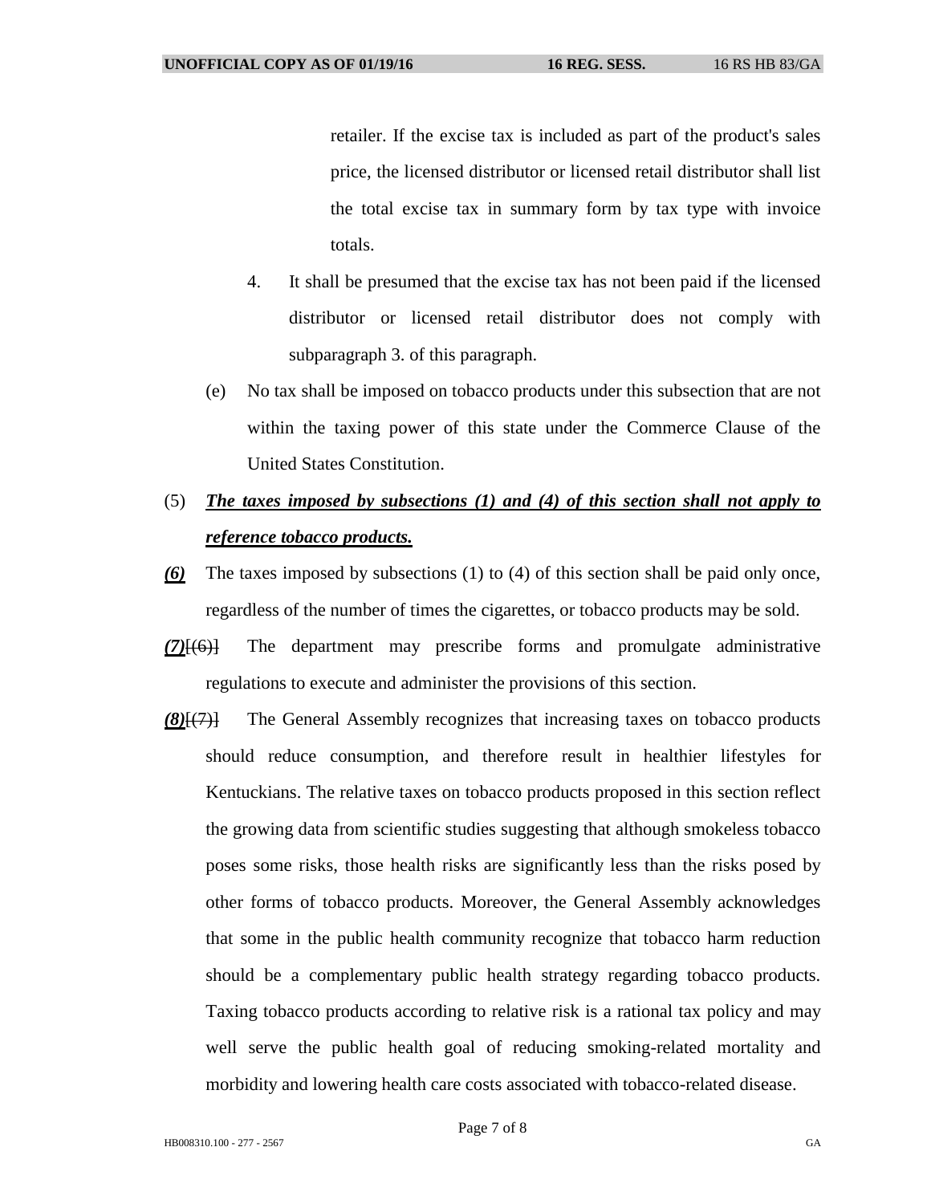retailer. If the excise tax is included as part of the product's sales price, the licensed distributor or licensed retail distributor shall list the total excise tax in summary form by tax type with invoice totals.

4. It shall be presumed that the excise tax has not been paid if the licensed distributor or licensed retail distributor does not comply with subparagraph 3. of this paragraph.

(e) No tax shall be imposed on tobacco products under this subsection that are not within the taxing power of this state under the Commerce Clause of the United States Constitution.

(5) ***The taxes imposed by subsections (1) and (4) of this section shall not apply to reference tobacco products.***

***(6)*** The taxes imposed by subsections (1) to (4) of this section shall be paid only once, regardless of the number of times the cigarettes, or tobacco products may be sold.

***(7)***~~[(6)]~~ The department may prescribe forms and promulgate administrative regulations to execute and administer the provisions of this section.

***(8)***~~[(7)]~~ The General Assembly recognizes that increasing taxes on tobacco products should reduce consumption, and therefore result in healthier lifestyles for Kentuckians. The relative taxes on tobacco products proposed in this section reflect the growing data from scientific studies suggesting that although smokeless tobacco poses some risks, those health risks are significantly less than the risks posed by other forms of tobacco products. Moreover, the General Assembly acknowledges that some in the public health community recognize that tobacco harm reduction should be a complementary public health strategy regarding tobacco products. Taxing tobacco products according to relative risk is a rational tax policy and may well serve the public health goal of reducing smoking-related mortality and morbidity and lowering health care costs associated with tobacco-related disease.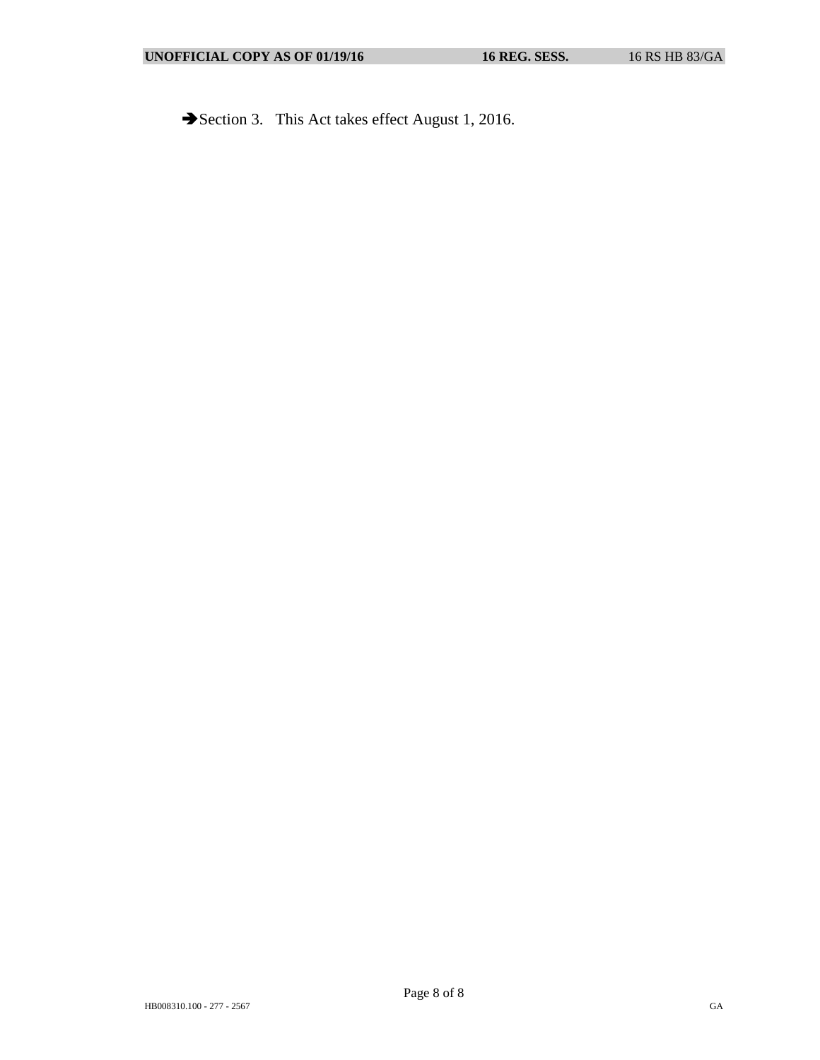➔Section 3. This Act takes effect August 1, 2016.